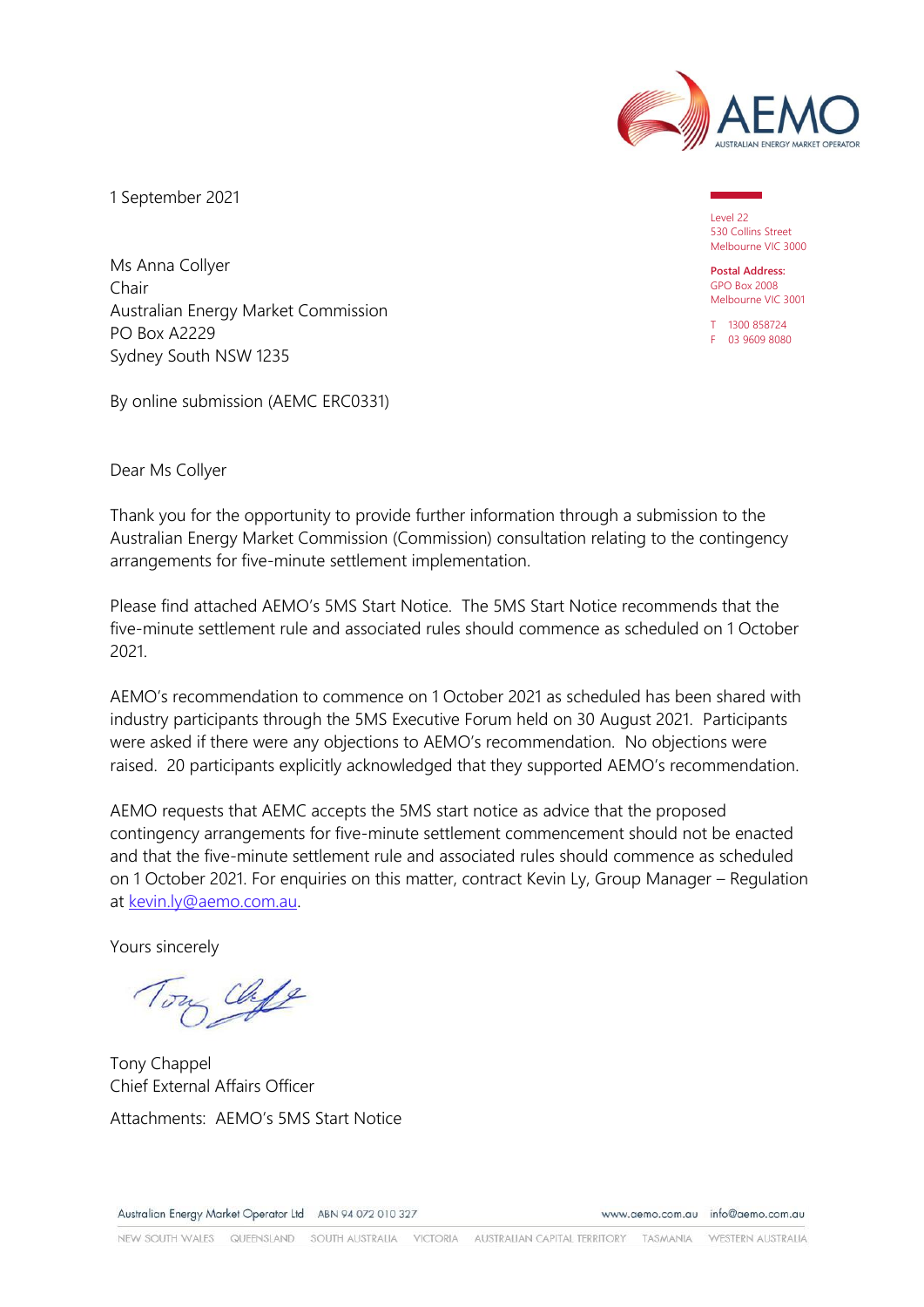AEMO
AUSTRALIAN ENERGY MARKET OPERATOR

1 September 2021

Level 22
530 Collins Street
Melbourne VIC 3000

**Postal Address:**
GPO Box 2008
Melbourne VIC 3001

T 1300 858724
F 03 9609 8080

Ms Anna Collyer
Chair
Australian Energy Market Commission
PO Box A2229
Sydney South NSW 1235

By online submission (AEMC ERC0331)

Dear Ms Collyer

Thank you for the opportunity to provide further information through a submission to the Australian Energy Market Commission (Commission) consultation relating to the contingency arrangements for five-minute settlement implementation.

Please find attached AEMO's 5MS Start Notice. The 5MS Start Notice recommends that the five-minute settlement rule and associated rules should commence as scheduled on 1 October 2021.

AEMO's recommendation to commence on 1 October 2021 as scheduled has been shared with industry participants through the 5MS Executive Forum held on 30 August 2021. Participants were asked if there were any objections to AEMO's recommendation. No objections were raised. 20 participants explicitly acknowledged that they supported AEMO's recommendation.

AEMO requests that AEMC accepts the 5MS start notice as advice that the proposed contingency arrangements for five-minute settlement commencement should not be enacted and that the five-minute settlement rule and associated rules should commence as scheduled on 1 October 2021. For enquiries on this matter, contract Kevin Ly, Group Manager – Regulation at kevin.ly@aemo.com.au.

Yours sincerely

Tony Chappel
Chief External Affairs Officer

Attachments: AEMO's 5MS Start Notice

Australian Energy Market Operator Ltd ABN 94 072 010 327 www.aemo.com.au info@aemo.com.au

NEW SOUTH WALES QUEENSLAND SOUTH AUSTRALIA VICTORIA AUSTRALIAN CAPITAL TERRITORY TASMANIA WESTERN AUSTRALIA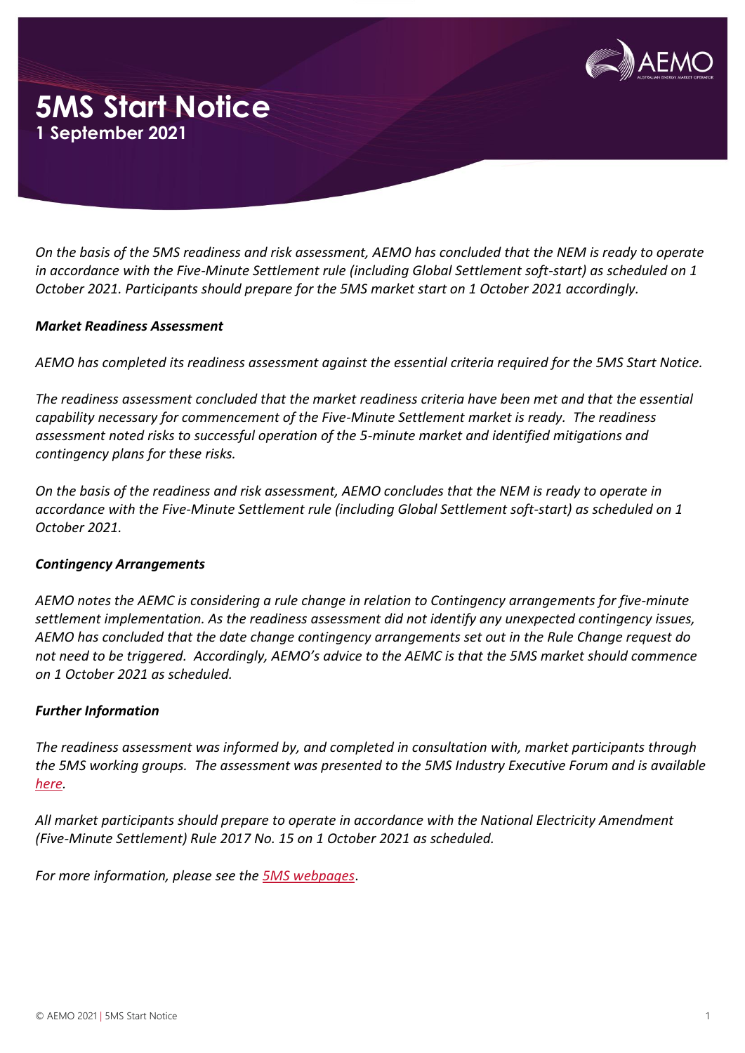# 5MS Start Notice

## 1 September 2021

*On the basis of the 5MS readiness and risk assessment, AEMO has concluded that the NEM is ready to operate in accordance with the Five-Minute Settlement rule (including Global Settlement soft-start) as scheduled on 1 October 2021. Participants should prepare for the 5MS market start on 1 October 2021 accordingly.*

***Market Readiness Assessment***

*AEMO has completed its readiness assessment against the essential criteria required for the 5MS Start Notice.*

*The readiness assessment concluded that the market readiness criteria have been met and that the essential capability necessary for commencement of the Five-Minute Settlement market is ready. The readiness assessment noted risks to successful operation of the 5-minute market and identified mitigations and contingency plans for these risks.*

*On the basis of the readiness and risk assessment, AEMO concludes that the NEM is ready to operate in accordance with the Five-Minute Settlement rule (including Global Settlement soft-start) as scheduled on 1 October 2021.*

***Contingency Arrangements***

*AEMO notes the AEMC is considering a rule change in relation to Contingency arrangements for five-minute settlement implementation. As the readiness assessment did not identify any unexpected contingency issues, AEMO has concluded that the date change contingency arrangements set out in the Rule Change request do not need to be triggered. Accordingly, AEMO's advice to the AEMC is that the 5MS market should commence on 1 October 2021 as scheduled.*

***Further Information***

*The readiness assessment was informed by, and completed in consultation with, market participants through the 5MS working groups. The assessment was presented to the 5MS Industry Executive Forum and is available here.*

*All market participants should prepare to operate in accordance with the National Electricity Amendment (Five-Minute Settlement) Rule 2017 No. 15 on 1 October 2021 as scheduled.*

*For more information, please see the 5MS webpages.*